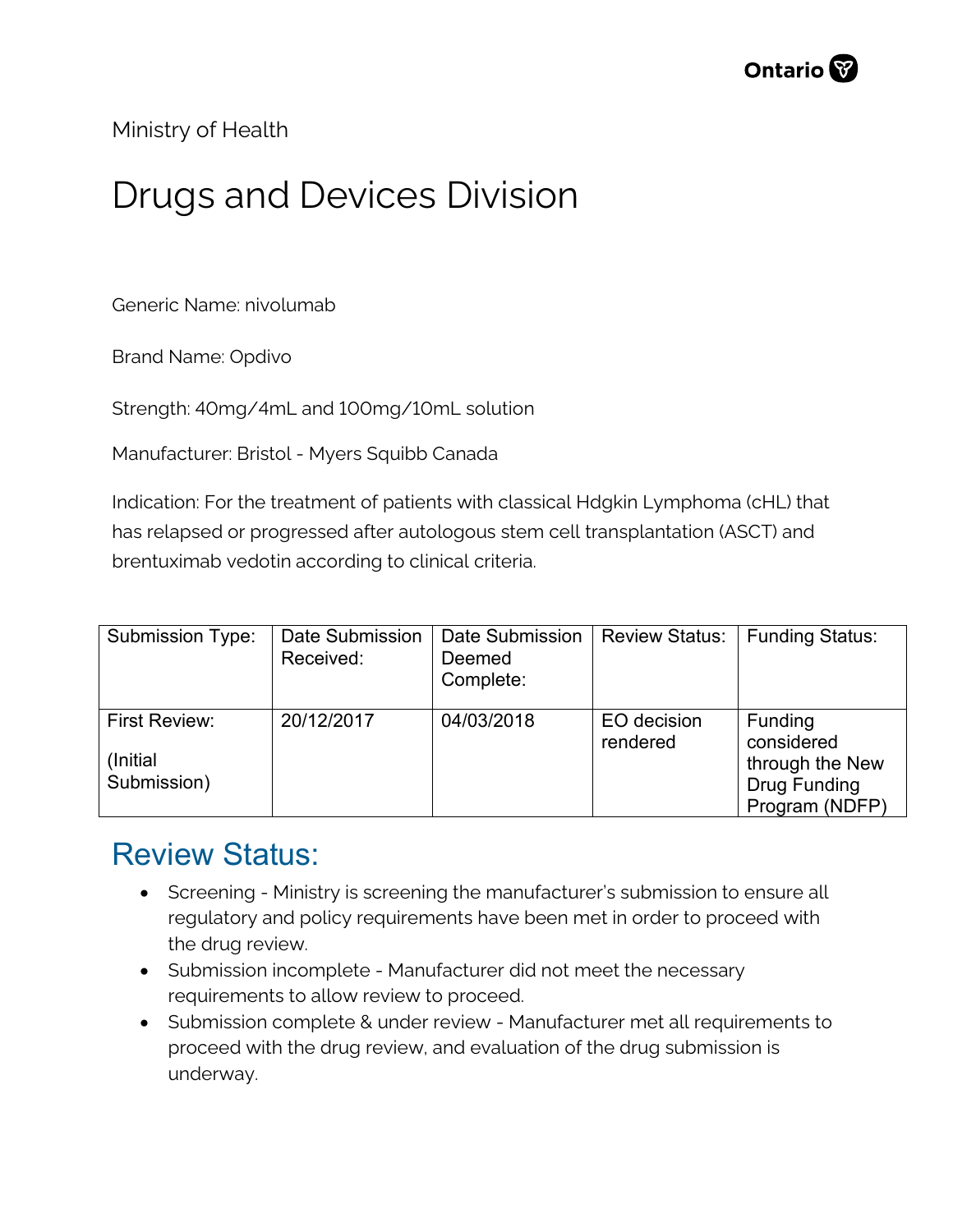Ministry of Health

# Drugs and Devices Division

Generic Name: nivolumab

Brand Name: Opdivo

Strength: 40mg/4mL and 100mg/10mL solution

Manufacturer: Bristol - Myers Squibb Canada

Indication: For the treatment of patients with classical Hdgkin Lymphoma (cHL) that has relapsed or progressed after autologous stem cell transplantation (ASCT) and brentuximab vedotin according to clinical criteria.

| Submission Type: | Date Submission Received: | Date Submission Deemed Complete: | Review Status: | Funding Status: |
|---|---|---|---|---|
| First Review: (Initial Submission) | 20/12/2017 | 04/03/2018 | EO decision rendered | Funding considered through the New Drug Funding Program (NDFP) |

## Review Status:

- Screening - Ministry is screening the manufacturer's submission to ensure all regulatory and policy requirements have been met in order to proceed with the drug review.
- Submission incomplete - Manufacturer did not meet the necessary requirements to allow review to proceed.
- Submission complete & under review - Manufacturer met all requirements to proceed with the drug review, and evaluation of the drug submission is underway.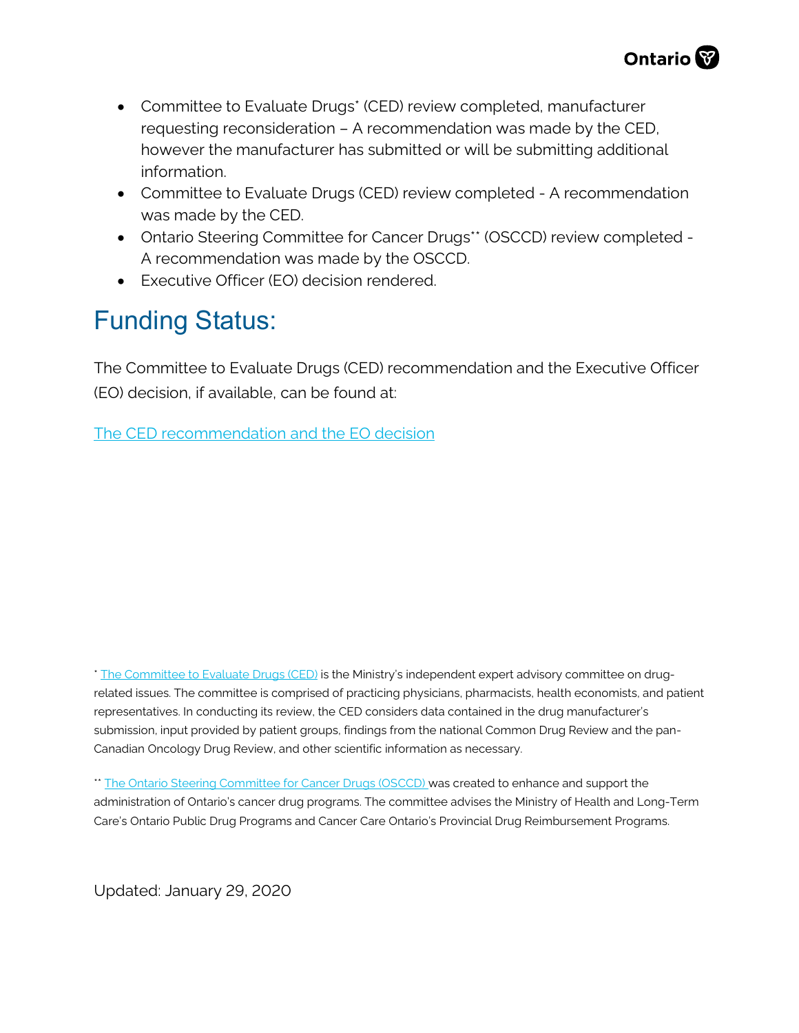- Committee to Evaluate Drugs* (CED) review completed, manufacturer requesting reconsideration – A recommendation was made by the CED, however the manufacturer has submitted or will be submitting additional information.
- Committee to Evaluate Drugs (CED) review completed - A recommendation was made by the CED.
- Ontario Steering Committee for Cancer Drugs** (OSCCD) review completed - A recommendation was made by the OSCCD.
- Executive Officer (EO) decision rendered.

# Funding Status:

The Committee to Evaluate Drugs (CED) recommendation and the Executive Officer (EO) decision, if available, can be found at:

The CED recommendation and the EO decision

* The Committee to Evaluate Drugs (CED) is the Ministry's independent expert advisory committee on drug-related issues. The committee is comprised of practicing physicians, pharmacists, health economists, and patient representatives. In conducting its review, the CED considers data contained in the drug manufacturer's submission, input provided by patient groups, findings from the national Common Drug Review and the pan-Canadian Oncology Drug Review, and other scientific information as necessary.

** The Ontario Steering Committee for Cancer Drugs (OSCCD) was created to enhance and support the administration of Ontario's cancer drug programs. The committee advises the Ministry of Health and Long-Term Care's Ontario Public Drug Programs and Cancer Care Ontario's Provincial Drug Reimbursement Programs.

Updated: January 29, 2020